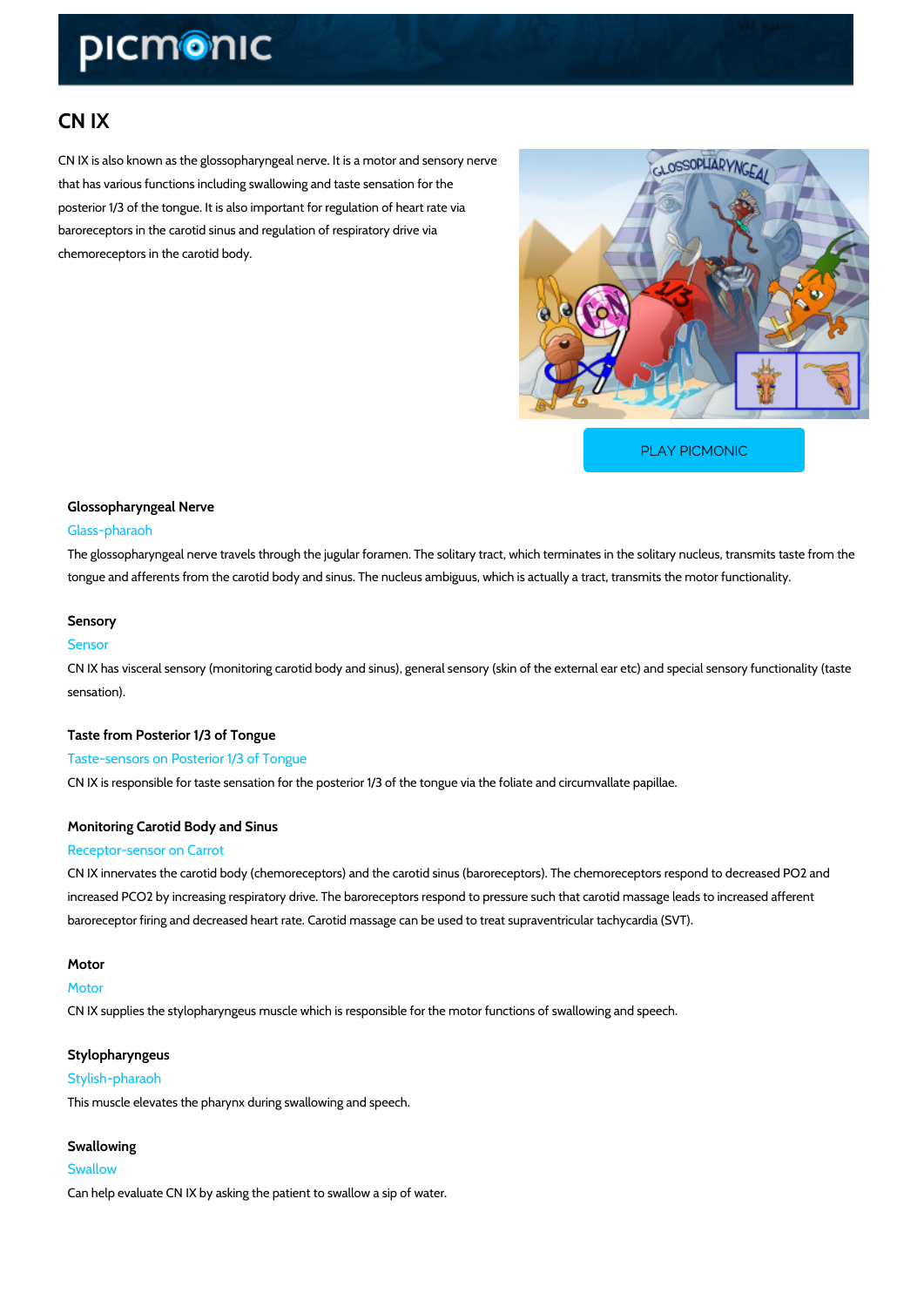# CN IX

CN IX is also known as the glossopharyngeal nerve. It is a motor and sensory nerve that has various functions including swallowing and taste sensation for the posterior 1/3 of the tongue. It is also important for regulation of heart rate via baroreceptors in the carotid sinus and regulation of respiratory drive via chemoreceptors in the carotid body.

PLAY PICMONIC

### Glossopharyngeal Nerve

Glass-pharaoh

The glossopharyngeal nerve travels through the jugular foramen. The solitary tract, which terminates in the solitary nucleus, transmits taste from the tongue and afferents from the carotid body and sinus. The nucleus ambiguus, which is actually a tract, transmits the motor functionality.

### Sensory

Sensor

CN IX has visceral sensory (monitoring carotid body and sinus), general sensory (skin of the external ear etc) and special sensory functionality (taste sensation).

### Taste from Posterior 1/3 of Tongue

Taste-sensors on Posterior 1/3 of Tongue

CN IX is responsible for taste sensation for the posterior 1/3 of the tongue via the foliate and circumvallate papillae.

### Monitoring Carotid Body and Sinus

Receptor-sensor on Carrot

CN IX innervates the carotid body (chemoreceptors) and the carotid sinus (baroreceptors). The chemoreceptors respond to decreased $PO_2$ and increased $PCO_2$ by increasing respiratory drive. The baroreceptors respond to pressure such that carotid massage leads to increased afferent baroreceptor firing and decreased heart rate. Carotid massage can be used to treat supraventricular tachycardia (SVT).

### Motor

Motor

CN IX supplies the stylopharyngeus muscle which is responsible for the motor functions of swallowing and speech.

### Stylopharyngeus

Stylish-pharaoh

This muscle elevates the pharynx during swallowing and speech.

### Swallowing

Swallow

Can help evaluate CN IX by asking the patient to swallow a sip of water.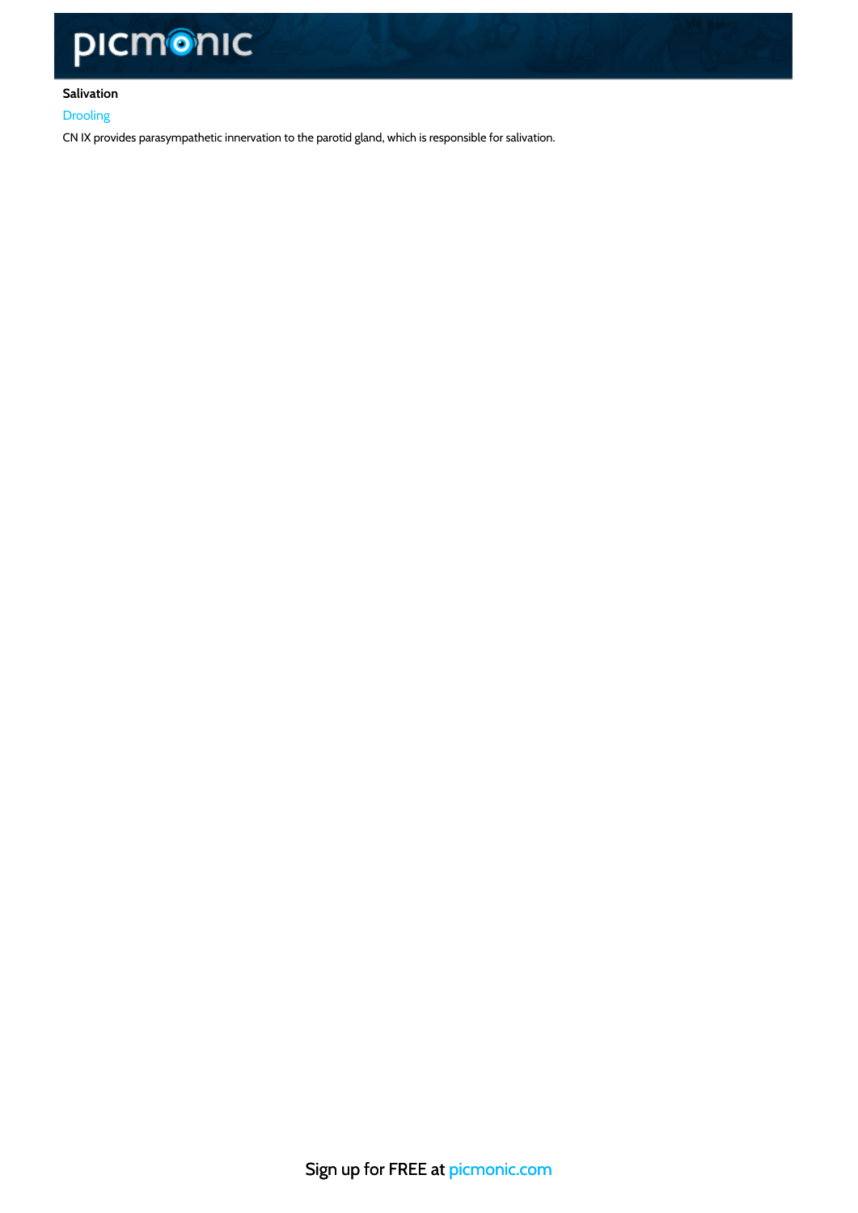**Salivation**

Drooling

CN IX provides parasympathetic innervation to the parotid gland, which is responsible for salivation.